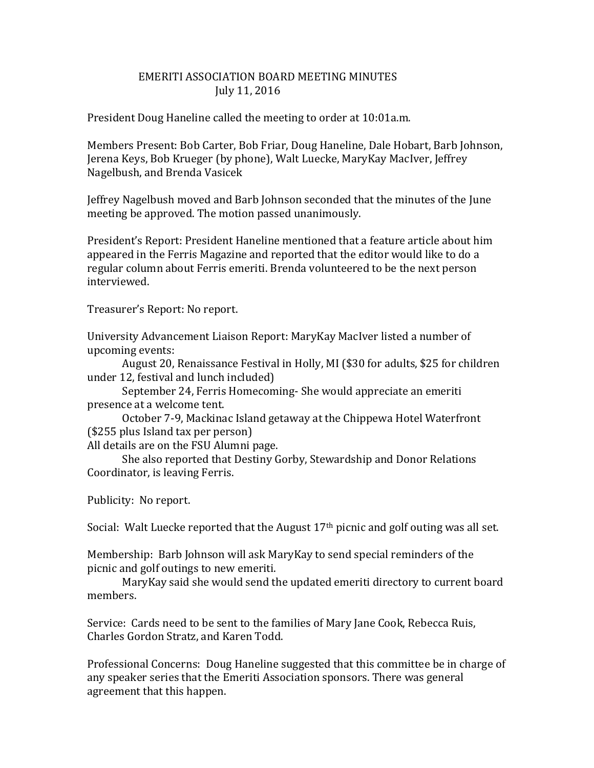# EMERITI ASSOCIATION BOARD MEETING MINUTES
## July 11, 2016

President Doug Haneline called the meeting to order at 10:01a.m.

Members Present: Bob Carter, Bob Friar, Doug Haneline, Dale Hobart, Barb Johnson, Jerena Keys, Bob Krueger (by phone), Walt Luecke, MaryKay MacIver, Jeffrey Nagelbush, and Brenda Vasicek

Jeffrey Nagelbush moved and Barb Johnson seconded that the minutes of the June meeting be approved. The motion passed unanimously.

President's Report: President Haneline mentioned that a feature article about him appeared in the Ferris Magazine and reported that the editor would like to do a regular column about Ferris emeriti. Brenda volunteered to be the next person interviewed.

Treasurer's Report: No report.

University Advancement Liaison Report: MaryKay MacIver listed a number of upcoming events:

August 20, Renaissance Festival in Holly, MI ($30 for adults, $25 for children under 12, festival and lunch included)

September 24, Ferris Homecoming- She would appreciate an emeriti presence at a welcome tent.

October 7-9, Mackinac Island getaway at the Chippewa Hotel Waterfront ($255 plus Island tax per person)

All details are on the FSU Alumni page.

She also reported that Destiny Gorby, Stewardship and Donor Relations Coordinator, is leaving Ferris.

Publicity: No report.

Social: Walt Luecke reported that the August 17th picnic and golf outing was all set.

Membership: Barb Johnson will ask MaryKay to send special reminders of the picnic and golf outings to new emeriti.

MaryKay said she would send the updated emeriti directory to current board members.

Service: Cards need to be sent to the families of Mary Jane Cook, Rebecca Ruis, Charles Gordon Stratz, and Karen Todd.

Professional Concerns: Doug Haneline suggested that this committee be in charge of any speaker series that the Emeriti Association sponsors. There was general agreement that this happen.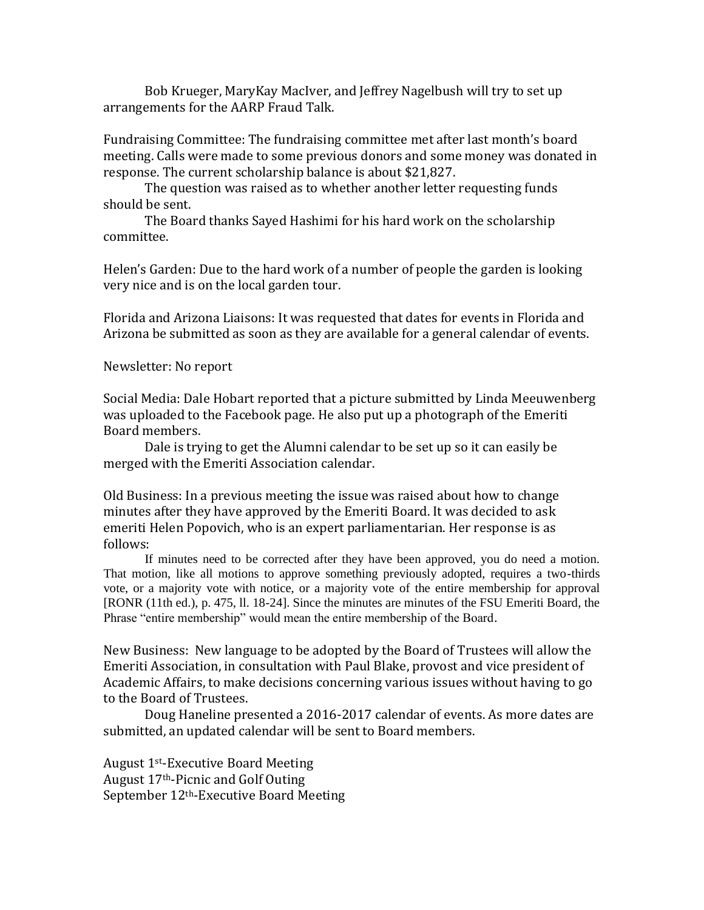Bob Krueger, MaryKay MacIver, and Jeffrey Nagelbush will try to set up arrangements for the AARP Fraud Talk.

Fundraising Committee: The fundraising committee met after last month's board meeting. Calls were made to some previous donors and some money was donated in response. The current scholarship balance is about $21,827.

The question was raised as to whether another letter requesting funds should be sent.

The Board thanks Sayed Hashimi for his hard work on the scholarship committee.

Helen's Garden: Due to the hard work of a number of people the garden is looking very nice and is on the local garden tour.

Florida and Arizona Liaisons: It was requested that dates for events in Florida and Arizona be submitted as soon as they are available for a general calendar of events.

Newsletter: No report

Social Media: Dale Hobart reported that a picture submitted by Linda Meeuwenberg was uploaded to the Facebook page. He also put up a photograph of the Emeriti Board members.

Dale is trying to get the Alumni calendar to be set up so it can easily be merged with the Emeriti Association calendar.

Old Business: In a previous meeting the issue was raised about how to change minutes after they have approved by the Emeriti Board. It was decided to ask emeriti Helen Popovich, who is an expert parliamentarian. Her response is as follows:

> If minutes need to be corrected after they have been approved, you do need a motion. That motion, like all motions to approve something previously adopted, requires a two-thirds vote, or a majority vote with notice, or a majority vote of the entire membership for approval [RONR (11th ed.), p. 475, ll. 18-24]. Since the minutes are minutes of the FSU Emeriti Board, the Phrase "entire membership" would mean the entire membership of the Board.

New Business: New language to be adopted by the Board of Trustees will allow the Emeriti Association, in consultation with Paul Blake, provost and vice president of Academic Affairs, to make decisions concerning various issues without having to go to the Board of Trustees.

Doug Haneline presented a 2016-2017 calendar of events. As more dates are submitted, an updated calendar will be sent to Board members.

August 1st-Executive Board Meeting
August 17th-Picnic and Golf Outing
September 12th-Executive Board Meeting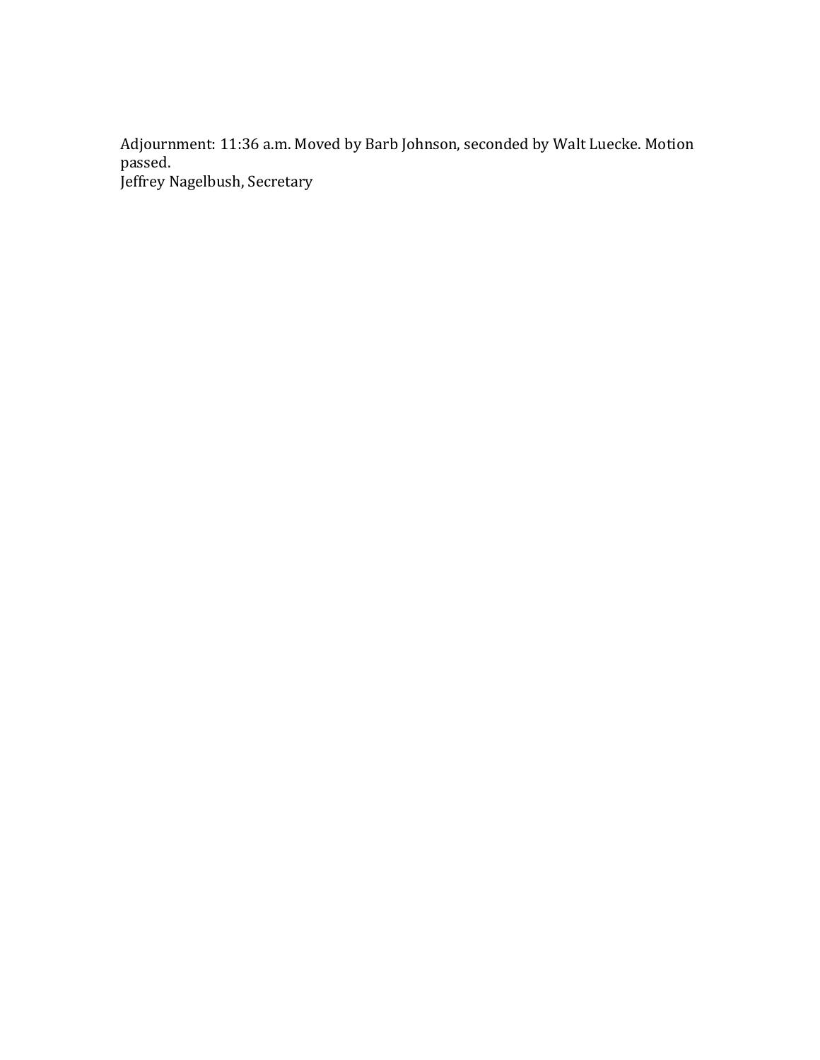Adjournment: 11:36 a.m. Moved by Barb Johnson, seconded by Walt Luecke. Motion passed.
Jeffrey Nagelbush, Secretary